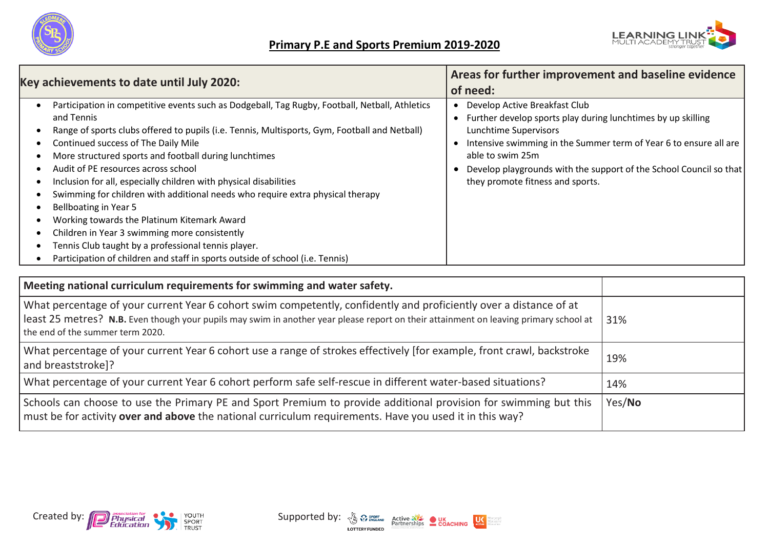# Primary P.E and Sports Premium 2019-2020

| Key achievements to date until July 2020: | Areas for further improvement and baseline evidence of need: |
|---|---|
| • Participation in competitive events such as Dodgeball, Tag Rugby, Football, Netball, Athletics and Tennis<br>• Range of sports clubs offered to pupils (i.e. Tennis, Multisports, Gym, Football and Netball)<br>• Continued success of The Daily Mile<br>• More structured sports and football during lunchtimes<br>• Audit of PE resources across school<br>• Inclusion for all, especially children with physical disabilities<br>• Swimming for children with additional needs who require extra physical therapy<br>• Bellboating in Year 5<br>• Working towards the Platinum Kitemark Award<br>• Children in Year 3 swimming more consistently<br>• Tennis Club taught by a professional tennis player.<br>• Participation of children and staff in sports outside of school (i.e. Tennis) | • Develop Active Breakfast Club<br>• Further develop sports play during lunchtimes by up skilling Lunchtime Supervisors<br>• Intensive swimming in the Summer term of Year 6 to ensure all are able to swim 25m<br>• Develop playgrounds with the support of the School Council so that they promote fitness and sports. |

| **Meeting national curriculum requirements for swimming and water safety.** | |
|---|---|
| What percentage of your current Year 6 cohort swim competently, confidently and proficiently over a distance of at least 25 metres? **N.B.** Even though your pupils may swim in another year please report on their attainment on leaving primary school at the end of the summer term 2020. | 31% |
| What percentage of your current Year 6 cohort use a range of strokes effectively [for example, front crawl, backstroke and breaststroke]? | 19% |
| What percentage of your current Year 6 cohort perform safe self-rescue in different water-based situations? | 14% |
| Schools can choose to use the Primary PE and Sport Premium to provide additional provision for swimming but this must be for activity **over and above** the national curriculum requirements. Have you used it in this way? | Yes/**No** |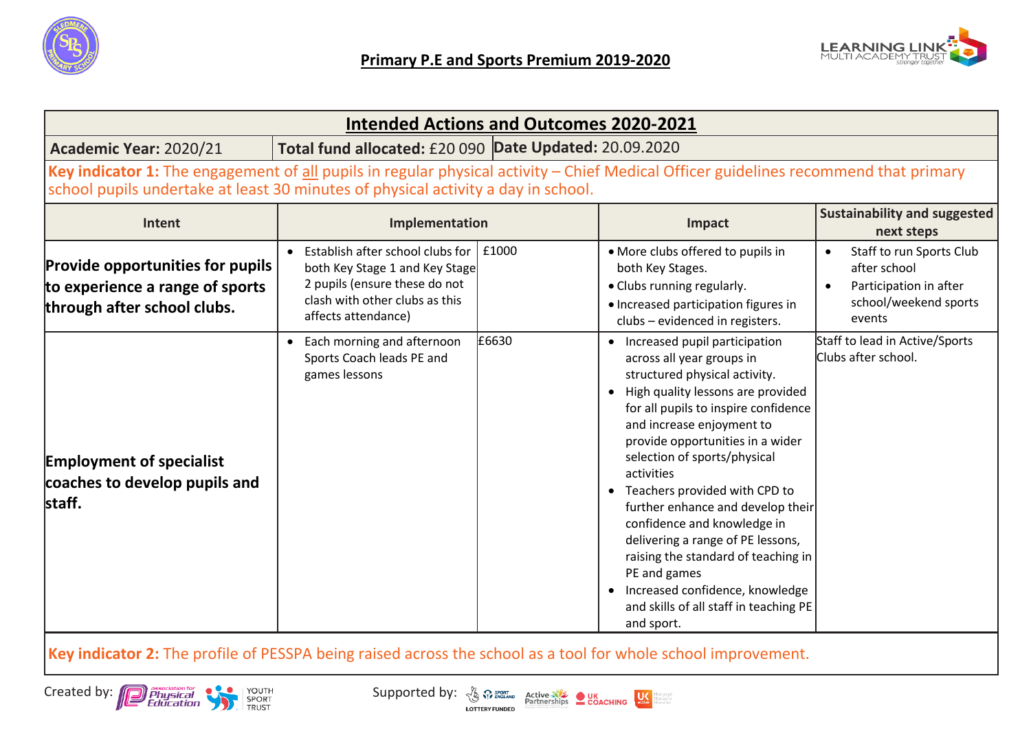## Primary P.E and Sports Premium 2019-2020

## Intended Actions and Outcomes 2020-2021

**Academic Year:** 2020/21 | **Total fund allocated:** £20 090 | **Date Updated:** 20.09.2020

**Key indicator 1:** The engagement of all pupils in regular physical activity – Chief Medical Officer guidelines recommend that primary school pupils undertake at least 30 minutes of physical activity a day in school.

| Intent | Implementation | | Impact | Sustainability and suggested next steps |
|---|---|---|---|---|
| **Provide opportunities for pupils to experience a range of sports through after school clubs.** | • Establish after school clubs for both Key Stage 1 and Key Stage 2 pupils (ensure these do not clash with other clubs as this affects attendance) | £1000 | • More clubs offered to pupils in both Key Stages.<br>• Clubs running regularly.<br>• Increased participation figures in clubs – evidenced in registers. | • Staff to run Sports Club after school<br>• Participation in after school/weekend sports events |
| **Employment of specialist coaches to develop pupils and staff.** | • Each morning and afternoon Sports Coach leads PE and games lessons | £6630 | • Increased pupil participation across all year groups in structured physical activity.<br>• High quality lessons are provided for all pupils to inspire confidence and increase enjoyment to provide opportunities in a wider selection of sports/physical activities<br>• Teachers provided with CPD to further enhance and develop their confidence and knowledge in delivering a range of PE lessons, raising the standard of teaching in PE and games<br>• Increased confidence, knowledge and skills of all staff in teaching PE and sport. | Staff to lead in Active/Sports Clubs after school. |

**Key indicator 2:** The profile of PESSPA being raised across the school as a tool for whole school improvement.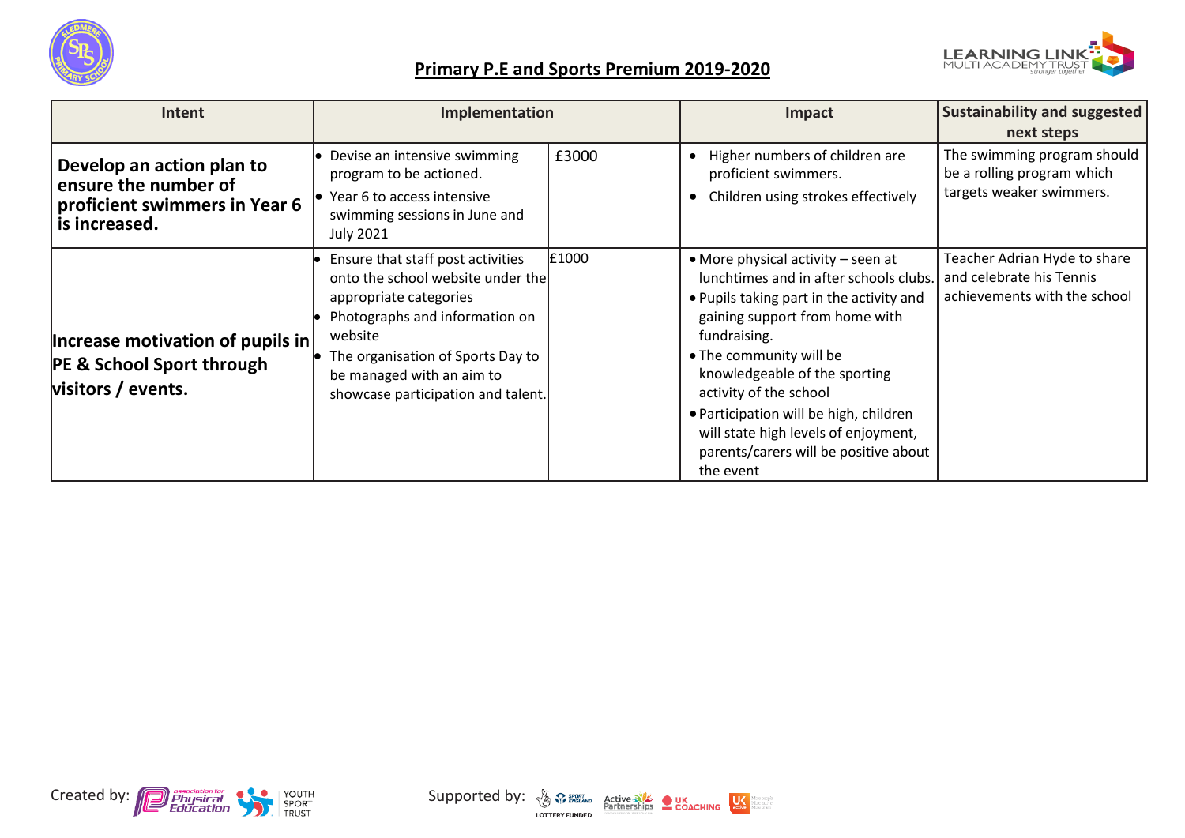## Primary P.E and Sports Premium 2019-2020

| Intent | Implementation | | Impact | Sustainability and suggested next steps |
|---|---|---|---|---|
| **Develop an action plan to ensure the number of proficient swimmers in Year 6 is increased.** | • Devise an intensive swimming program to be actioned.<br>• Year 6 to access intensive swimming sessions in June and July 2021 | £3000 | • Higher numbers of children are proficient swimmers.<br>• Children using strokes effectively | The swimming program should be a rolling program which targets weaker swimmers. |
| **Increase motivation of pupils in PE & School Sport through visitors / events.** | • Ensure that staff post activities onto the school website under the appropriate categories<br>• Photographs and information on website<br>• The organisation of Sports Day to be managed with an aim to showcase participation and talent. | £1000 | • More physical activity – seen at lunchtimes and in after schools clubs.<br>• Pupils taking part in the activity and gaining support from home with fundraising.<br>• The community will be knowledgeable of the sporting activity of the school<br>• Participation will be high, children will state high levels of enjoyment, parents/carers will be positive about the event | Teacher Adrian Hyde to share and celebrate his Tennis achievements with the school |

Created by: Association for Physical Education, Youth Sport Trust

Supported by: Sport England (Lottery Funded), Active Partnerships, UK Coaching, UK Active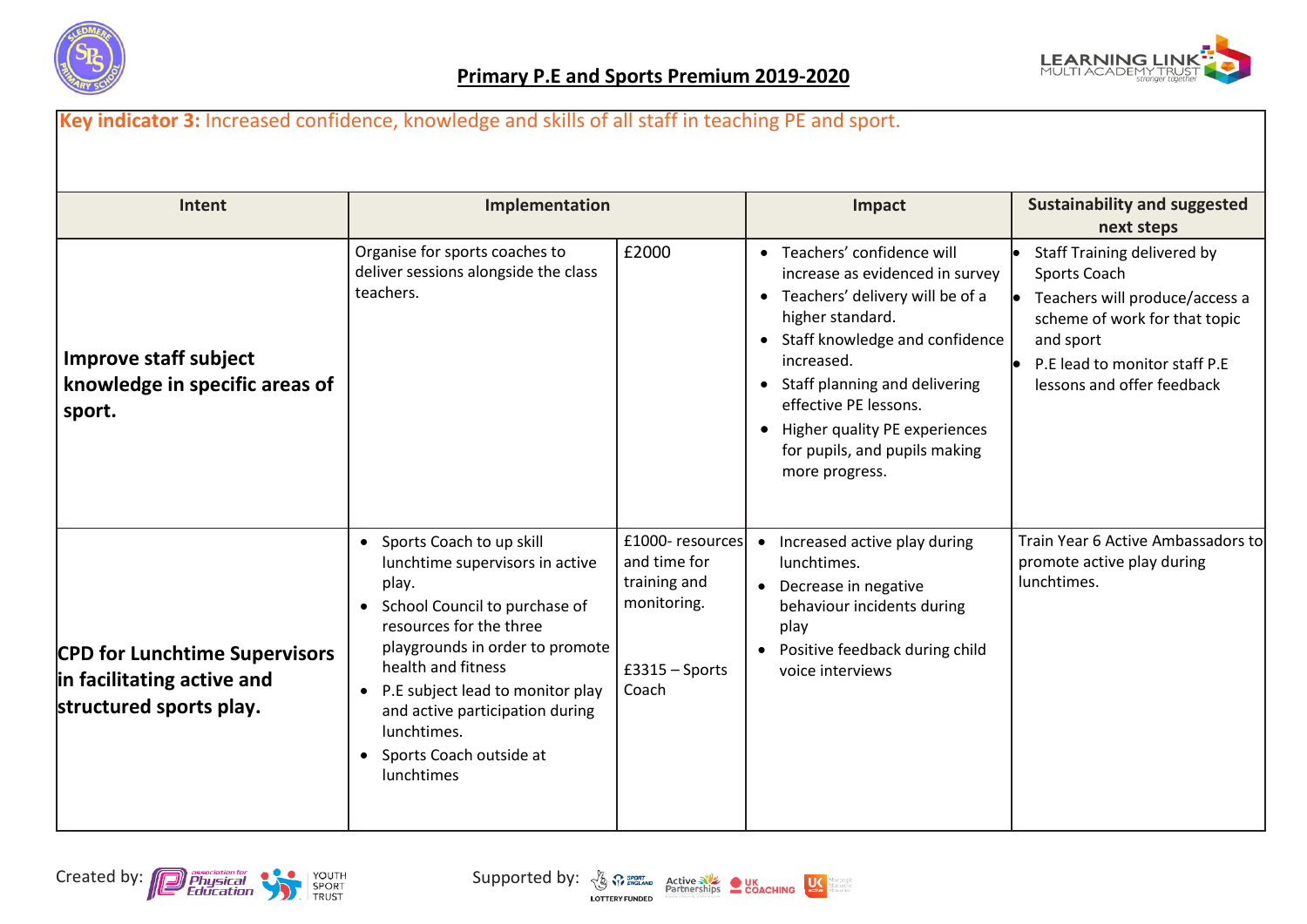## Primary P.E and Sports Premium 2019-2020

**Key indicator 3:** Increased confidence, knowledge and skills of all staff in teaching PE and sport.

| Intent | Implementation | | Impact | Sustainability and suggested next steps |
|---|---|---|---|---|
| **Improve staff subject knowledge in specific areas of sport.** | Organise for sports coaches to deliver sessions alongside the class teachers. | £2000 | • Teachers' confidence will increase as evidenced in survey<br>• Teachers' delivery will be of a higher standard.<br>• Staff knowledge and confidence increased.<br>• Staff planning and delivering effective PE lessons.<br>• Higher quality PE experiences for pupils, and pupils making more progress. | • Staff Training delivered by Sports Coach<br>• Teachers will produce/access a scheme of work for that topic and sport<br>• P.E lead to monitor staff P.E lessons and offer feedback |
| **CPD for Lunchtime Supervisors in facilitating active and structured sports play.** | • Sports Coach to up skill lunchtime supervisors in active play.<br>• School Council to purchase of resources for the three playgrounds in order to promote health and fitness<br>• P.E subject lead to monitor play and active participation during lunchtimes.<br>• Sports Coach outside at lunchtimes | £1000- resources and time for training and monitoring.<br><br>£3315 – Sports Coach | • Increased active play during lunchtimes.<br>• Decrease in negative behaviour incidents during play<br>• Positive feedback during child voice interviews | Train Year 6 Active Ambassadors to promote active play during lunchtimes. |

Created by: Association for Physical Education, Youth Sport Trust

Supported by: Sport England, Active Partnerships, UK Coaching, UK Active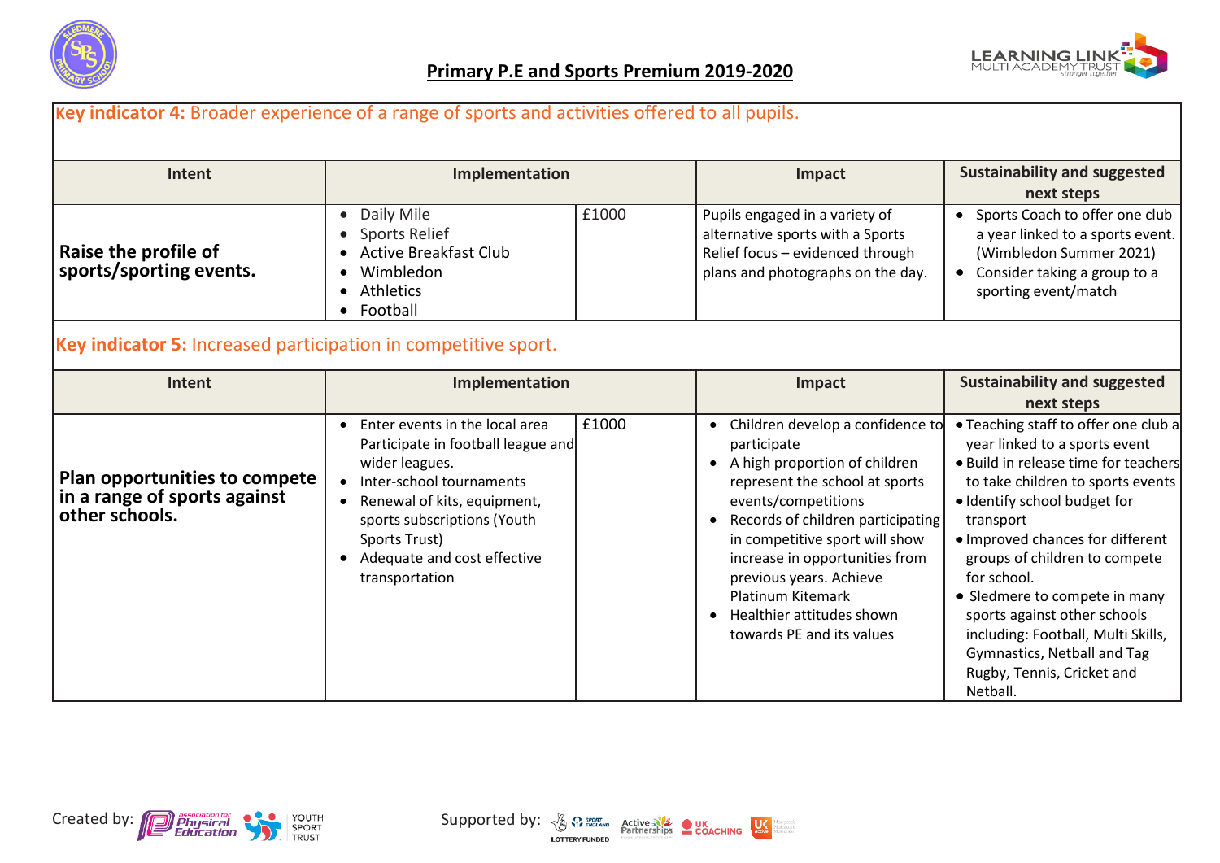## Primary P.E and Sports Premium 2019-2020

**Key indicator 4:** Broader experience of a range of sports and activities offered to all pupils.

| Intent | Implementation | | Impact | Sustainability and suggested next steps |
|---|---|---|---|---|
| **Raise the profile of sports/sporting events.** | • Daily Mile<br>• Sports Relief<br>• Active Breakfast Club<br>• Wimbledon<br>• Athletics<br>• Football | £1000 | Pupils engaged in a variety of alternative sports with a Sports Relief focus – evidenced through plans and photographs on the day. | • Sports Coach to offer one club a year linked to a sports event. (Wimbledon Summer 2021)<br>• Consider taking a group to a sporting event/match |

**Key indicator 5:** Increased participation in competitive sport.

| Intent | Implementation | | Impact | Sustainability and suggested next steps |
|---|---|---|---|---|
| **Plan opportunities to compete in a range of sports against other schools.** | • Enter events in the local area Participate in football league and wider leagues.<br>• Inter-school tournaments<br>• Renewal of kits, equipment, sports subscriptions (Youth Sports Trust)<br>• Adequate and cost effective transportation | £1000 | • Children develop a confidence to participate<br>• A high proportion of children represent the school at sports events/competitions<br>• Records of children participating in competitive sport will show increase in opportunities from previous years. Achieve Platinum Kitemark<br>• Healthier attitudes shown towards PE and its values | • Teaching staff to offer one club a year linked to a sports event<br>• Build in release time for teachers to take children to sports events<br>• Identify school budget for transport<br>• Improved chances for different groups of children to compete for school.<br>• Sledmere to compete in many sports against other schools including: Football, Multi Skills, Gymnastics, Netball and Tag Rugby, Tennis, Cricket and Netball. |

Created by: Association for Physical Education, Youth Sport Trust

Supported by: Sport England (Lottery Funded), Active Partnerships, UK Coaching, UK Active